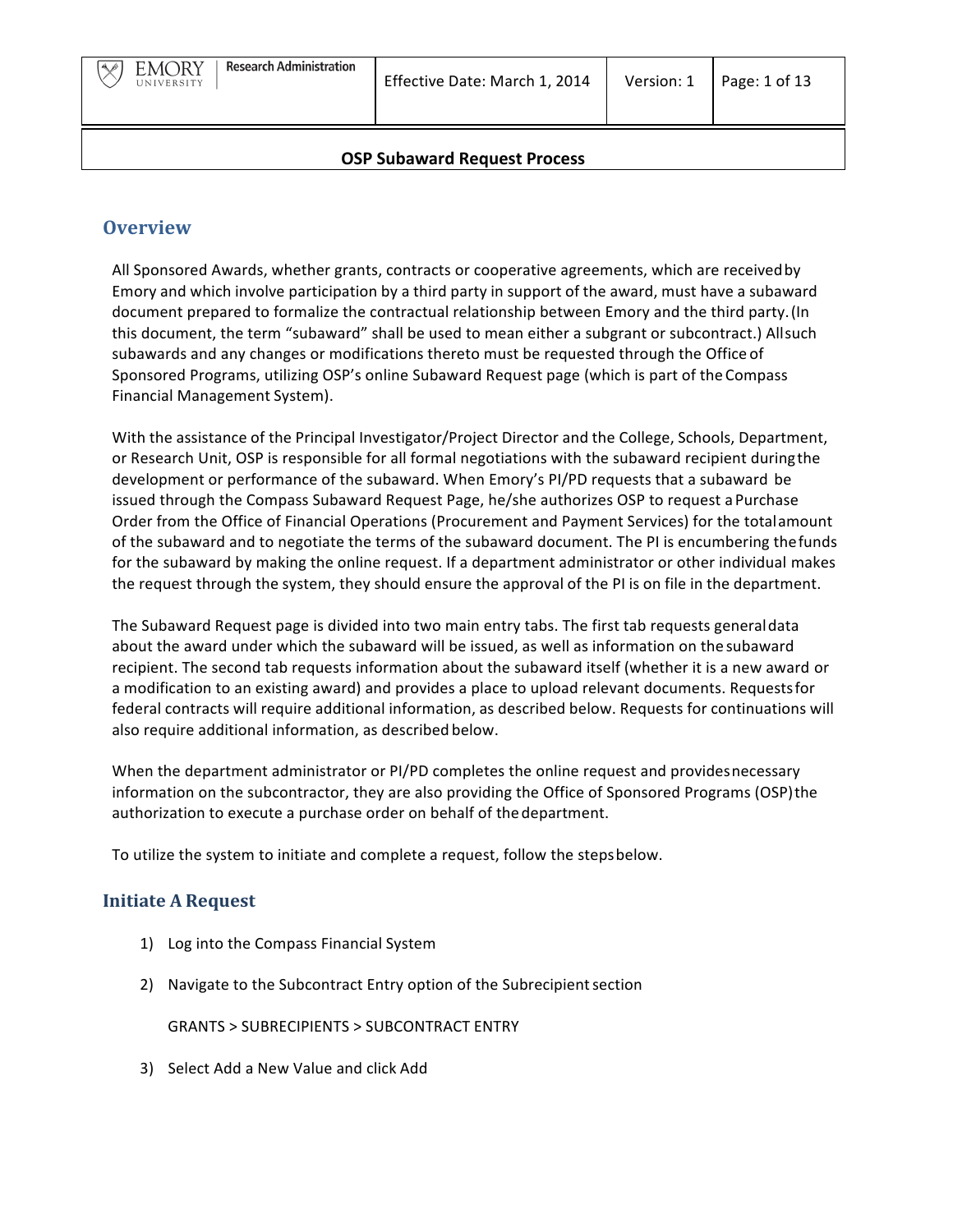# OSP Subaward Request Process

## Overview

All Sponsored Awards, whether grants, contracts or cooperative agreements, which are received by Emory and which involve participation by a third party in support of the award, must have a subaward document prepared to formalize the contractual relationship between Emory and the third party. (In this document, the term "subaward" shall be used to mean either a subgrant or subcontract.) All such subawards and any changes or modifications thereto must be requested through the Office of Sponsored Programs, utilizing OSP's online Subaward Request page (which is part of the Compass Financial Management System).

With the assistance of the Principal Investigator/Project Director and the College, Schools, Department, or Research Unit, OSP is responsible for all formal negotiations with the subaward recipient during the development or performance of the subaward. When Emory's PI/PD requests that a subaward be issued through the Compass Subaward Request Page, he/she authorizes OSP to request a Purchase Order from the Office of Financial Operations (Procurement and Payment Services) for the total amount of the subaward and to negotiate the terms of the subaward document. The PI is encumbering the funds for the subaward by making the online request. If a department administrator or other individual makes the request through the system, they should ensure the approval of the PI is on file in the department.

The Subaward Request page is divided into two main entry tabs. The first tab requests general data about the award under which the subaward will be issued, as well as information on the subaward recipient. The second tab requests information about the subaward itself (whether it is a new award or a modification to an existing award) and provides a place to upload relevant documents. Requests for federal contracts will require additional information, as described below. Requests for continuations will also require additional information, as described below.

When the department administrator or PI/PD completes the online request and provides necessary information on the subcontractor, they are also providing the Office of Sponsored Programs (OSP) the authorization to execute a purchase order on behalf of the department.

To utilize the system to initiate and complete a request, follow the steps below.

## Initiate A Request

1) Log into the Compass Financial System

2) Navigate to the Subcontract Entry option of the Subrecipient section

   GRANTS > SUBRECIPIENTS > SUBCONTRACT ENTRY

3) Select Add a New Value and click Add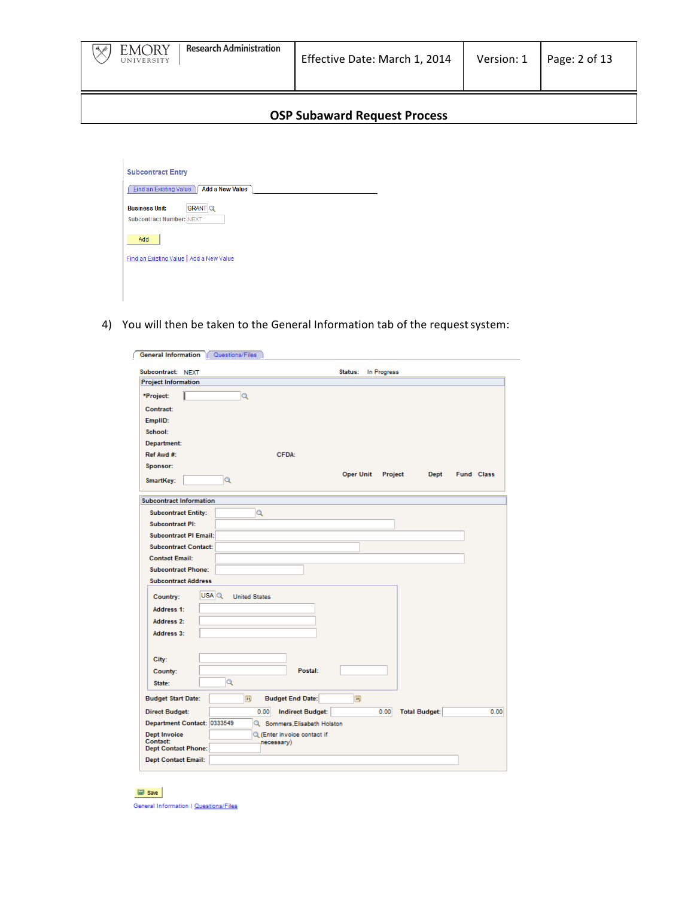## OSP Subaward Request Process

Subcontract Entry

Find an Existing Value | Add a New Value

Business Unit: GRANT

Subcontract Number: NEXT

Add

Find an Existing Value | Add a New Value

4) You will then be taken to the General Information tab of the request system:

General Information | Questions/Files

Subcontract: NEXT    Status: In Progress

**Project Information**

*Project:

Contract:

EmplID:

School:

Department:

Ref Awd #:    CFDA:

Sponsor:

SmartKey:    Oper Unit    Project    Dept    Fund    Class

**Subcontract Information**

Subcontract Entity:

Subcontract PI:

Subcontract PI Email:

Subcontract Contact:

Contact Email:

Subcontract Phone:

Subcontract Address

Country: USA United States

Address 1:

Address 2:

Address 3:

City:

County:    Postal:

State:

Budget Start Date:    Budget End Date:

Direct Budget: 0.00    Indirect Budget: 0.00    Total Budget: 0.00

Department Contact: 0333549 Sommers,Elisabeth Holston

Dept Invoice Contact: (Enter invoice contact if necessary)

Dept Contact Phone:

Dept Contact Email:

Save

General Information | Questions/Files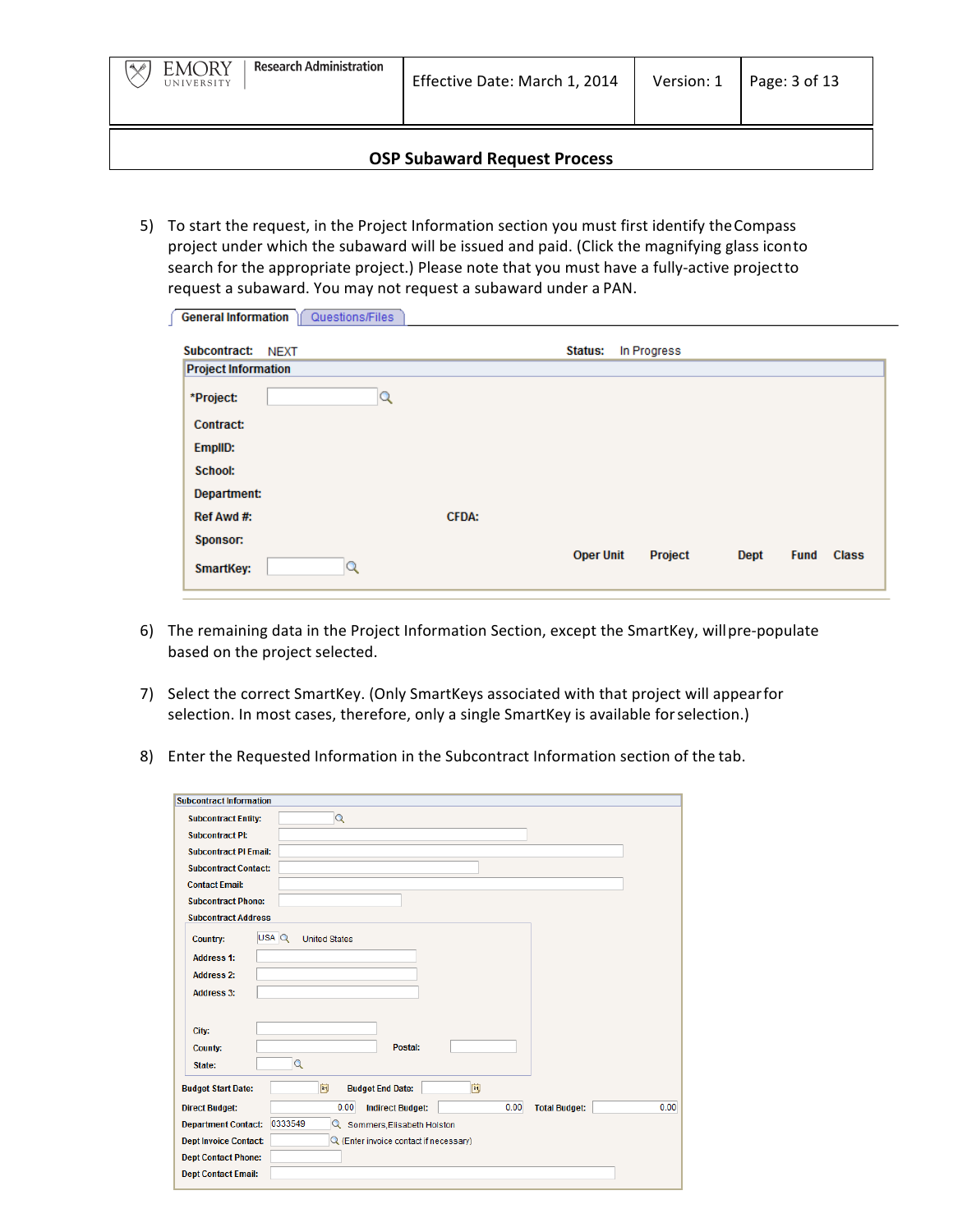## OSP Subaward Request Process

5) To start the request, in the Project Information section you must first identify the Compass project under which the subaward will be issued and paid. (Click the magnifying glass icon to search for the appropriate project.) Please note that you must have a fully-active project to request a subaward. You may not request a subaward under a PAN.

General Information | Questions/Files

Subcontract: NEXT    Status: In Progress

**Project Information**

*Project:
Contract:
EmplID:
School:
Department:
Ref Awd #:    CFDA:
Sponsor:
SmartKey:    Oper Unit    Project    Dept    Fund    Class

6) The remaining data in the Project Information Section, except the SmartKey, will pre-populate based on the project selected.

7) Select the correct SmartKey. (Only SmartKeys associated with that project will appear for selection. In most cases, therefore, only a single SmartKey is available for selection.)

8) Enter the Requested Information in the Subcontract Information section of the tab.

**Subcontract Information**

Subcontract Entity:
Subcontract PI:
Subcontract PI Email:
Subcontract Contact:
Contact Email:
Subcontract Phone:
Subcontract Address
Country: USA United States
Address 1:
Address 2:
Address 3:
City:
County:    Postal:
State:
Budget Start Date:    Budget End Date:
Direct Budget: 0.00    Indirect Budget: 0.00    Total Budget: 0.00
Department Contact: 0333549 Sommers,Elisabeth Holston
Dept Invoice Contact: (Enter invoice contact if necessary)
Dept Contact Phone:
Dept Contact Email: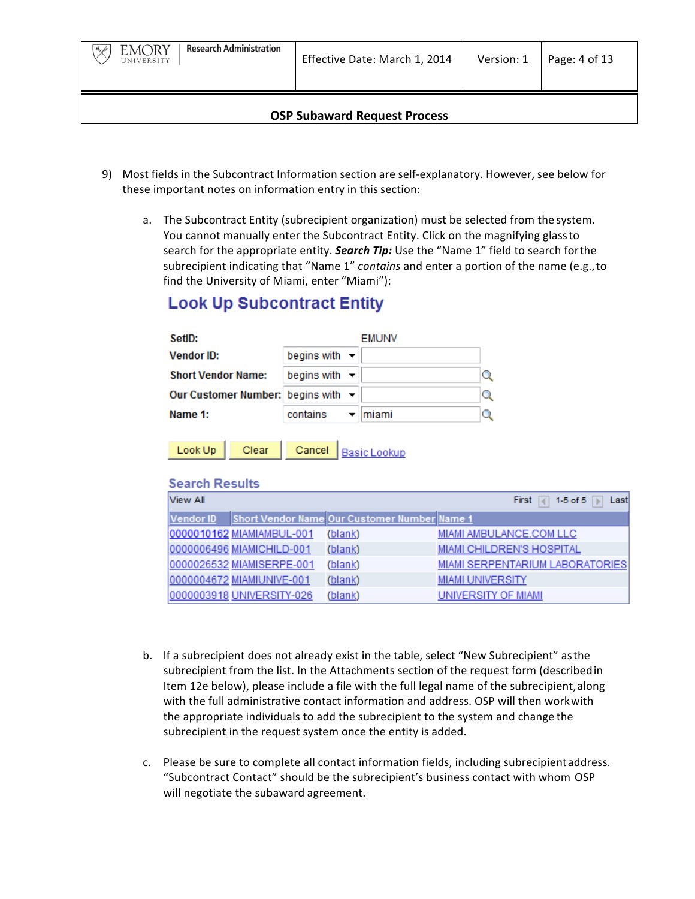9) Most fields in the Subcontract Information section are self-explanatory. However, see below for these important notes on information entry in this section:

   a. The Subcontract Entity (subrecipient organization) must be selected from the system. You cannot manually enter the Subcontract Entity. Click on the magnifying glass to search for the appropriate entity. ***Search Tip:*** Use the "Name 1" field to search for the subrecipient indicating that "Name 1" *contains* and enter a portion of the name (e.g., to find the University of Miami, enter "Miami"):

## Look Up Subcontract Entity

| | | |
|---|---|---|
| **SetID:** | | EMUNV |
| **Vendor ID:** | begins with | |
| **Short Vendor Name:** | begins with | |
| **Our Customer Number:** | begins with | |
| **Name 1:** | contains | miami |

Look Up | Clear | Cancel | Basic Lookup

### Search Results

View All — First 1-5 of 5 Last

| Vendor ID | Short Vendor Name | Our Customer Number | Name 1 |
|---|---|---|---|
| 0000010162 | MIAMIAMBUL-001 | (blank) | MIAMI AMBULANCE.COM LLC |
| 0000006496 | MIAMICHILD-001 | (blank) | MIAMI CHILDREN'S HOSPITAL |
| 0000026532 | MIAMISERPE-001 | (blank) | MIAMI SERPENTARIUM LABORATORIES |
| 0000004672 | MIAMIUNIVE-001 | (blank) | MIAMI UNIVERSITY |
| 0000003918 | UNIVERSITY-026 | (blank) | UNIVERSITY OF MIAMI |

   b. If a subrecipient does not already exist in the table, select "New Subrecipient" as the subrecipient from the list. In the Attachments section of the request form (described in Item 12e below), please include a file with the full legal name of the subrecipient, along with the full administrative contact information and address. OSP will then work with the appropriate individuals to add the subrecipient to the system and change the subrecipient in the request system once the entity is added.

   c. Please be sure to complete all contact information fields, including subrecipient address. "Subcontract Contact" should be the subrecipient's business contact with whom OSP will negotiate the subaward agreement.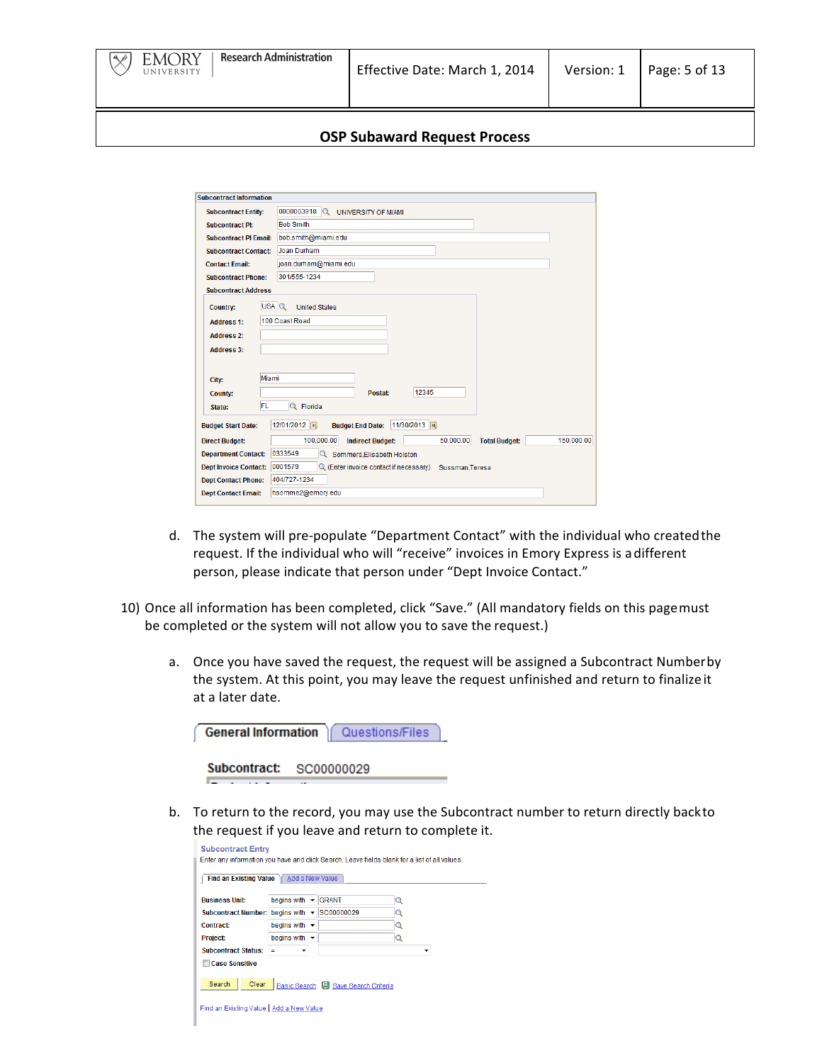## OSP Subaward Request Process

**Subcontract Information**

| | |
|---|---|
| Subcontract Entity: | 0000003918 UNIVERSITY OF MIAMI |
| Subcontract PI: | Bob Smith |
| Subcontract PI Email: | bob.smith@miami.edu |
| Subcontract Contact: | Joan Durham |
| Contact Email: | joan.durham@miami.edu |
| Subcontract Phone: | 301/555-1234 |

**Subcontract Address**

| | |
|---|---|
| Country: | USA United States |
| Address 1: | 100 Coast Road |
| Address 2: | |
| Address 3: | |
| City: | Miami |
| County: | |
| Postal: | 12345 |
| State: | FL Florida |

| | |
|---|---|
| Budget Start Date: | 12/01/2012 |
| Budget End Date: | 11/30/2013 |
| Direct Budget: | 100,000.00 |
| Indirect Budget: | 50,000.00 |
| Total Budget: | 150,000.00 |
| Department Contact: | 0333549 Sommers,Elisabeth Holston |
| Dept Invoice Contact: | 0001579 (Enter invoice contact if necessary) Sussman,Teresa |
| Dept Contact Phone: | 404/727-1234 |
| Dept Contact Email: | hsomme2@emory.edu |

d. The system will pre-populate "Department Contact" with the individual who created the request. If the individual who will "receive" invoices in Emory Express is a different person, please indicate that person under "Dept Invoice Contact."

10) Once all information has been completed, click "Save." (All mandatory fields on this page must be completed or the system will not allow you to save the request.)

a. Once you have saved the request, the request will be assigned a Subcontract Number by the system. At this point, you may leave the request unfinished and return to finalize it at a later date.

General Information | Questions/Files

**Subcontract:** SC00000029

b. To return to the record, you may use the Subcontract number to return directly back to the request if you leave and return to complete it.

**Subcontract Entry**

Enter any information you have and click Search. Leave fields blank for a list of all values.

Find an Existing Value | Add a New Value

| | | |
|---|---|---|
| Business Unit: | begins with | GRANT |
| Subcontract Number: | begins with | SC00000029 |
| Contract: | begins with | |
| Project: | begins with | |
| Subcontract Status: | = | |

☐ Case Sensitive

Search | Clear | Basic Search | Save Search Criteria

Find an Existing Value | Add a New Value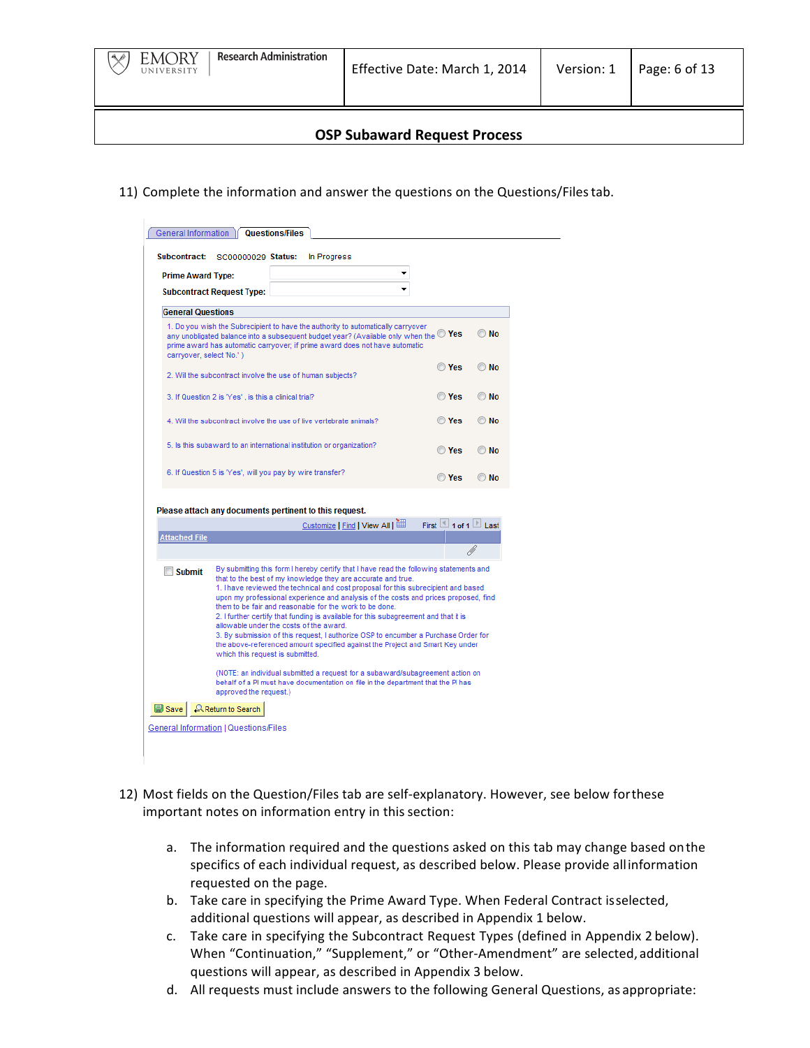## OSP Subaward Request Process

11) Complete the information and answer the questions on the Questions/Files tab.

General Information | **Questions/Files**

**Subcontract:** SC00000029 **Status:** In Progress

**Prime Award Type:**

**Subcontract Request Type:**

**General Questions**

| Question | | |
|---|---|---|
| 1. Do you wish the Subrecipient to have the authority to automatically carryover any unobligated balance into a subsequent budget year? (Available only when the prime award has automatic carryover; if prime award does not have automatic carryover, select 'No.' ) | Yes | No |
| 2. Will the subcontract involve the use of human subjects? | Yes | No |
| 3. If Question 2 is 'Yes' , is this a clinical trial? | Yes | No |
| 4. Will the subcontract involve the use of live vertebrate animals? | Yes | No |
| 5. Is this subaward to an international institution or organization? | Yes | No |
| 6. If Question 5 is 'Yes', will you pay by wire transfer? | Yes | No |

**Please attach any documents pertinent to this request.**

Customize | Find | View All | First 1 of 1 Last

Attached File

Submit — By submitting this form I hereby certify that I have read the following statements and that to the best of my knowledge they are accurate and true.
1. I have reviewed the technical and cost proposal for this subrecipient and based upon my professional experience and analysis of the costs and prices proposed, find them to be fair and reasonable for the work to be done.
2. I further certify that funding is available for this subagreement and that it is allowable under the costs of the award.
3. By submission of this request, I authorize OSP to encumber a Purchase Order for the above-referenced amount specified against the Project and Smart Key under which this request is submitted.

(NOTE: an individual submitted a request for a subaward/subagreement action on behalf of a PI must have documentation on file in the department that the PI has approved the request.)

Save | Return to Search

General Information | Questions/Files

12) Most fields on the Question/Files tab are self-explanatory. However, see below for these important notes on information entry in this section:

a. The information required and the questions asked on this tab may change based on the specifics of each individual request, as described below. Please provide all information requested on the page.
b. Take care in specifying the Prime Award Type. When Federal Contract is selected, additional questions will appear, as described in Appendix 1 below.
c. Take care in specifying the Subcontract Request Types (defined in Appendix 2 below). When “Continuation,” “Supplement,” or “Other-Amendment” are selected, additional questions will appear, as described in Appendix 3 below.
d. All requests must include answers to the following General Questions, as appropriate: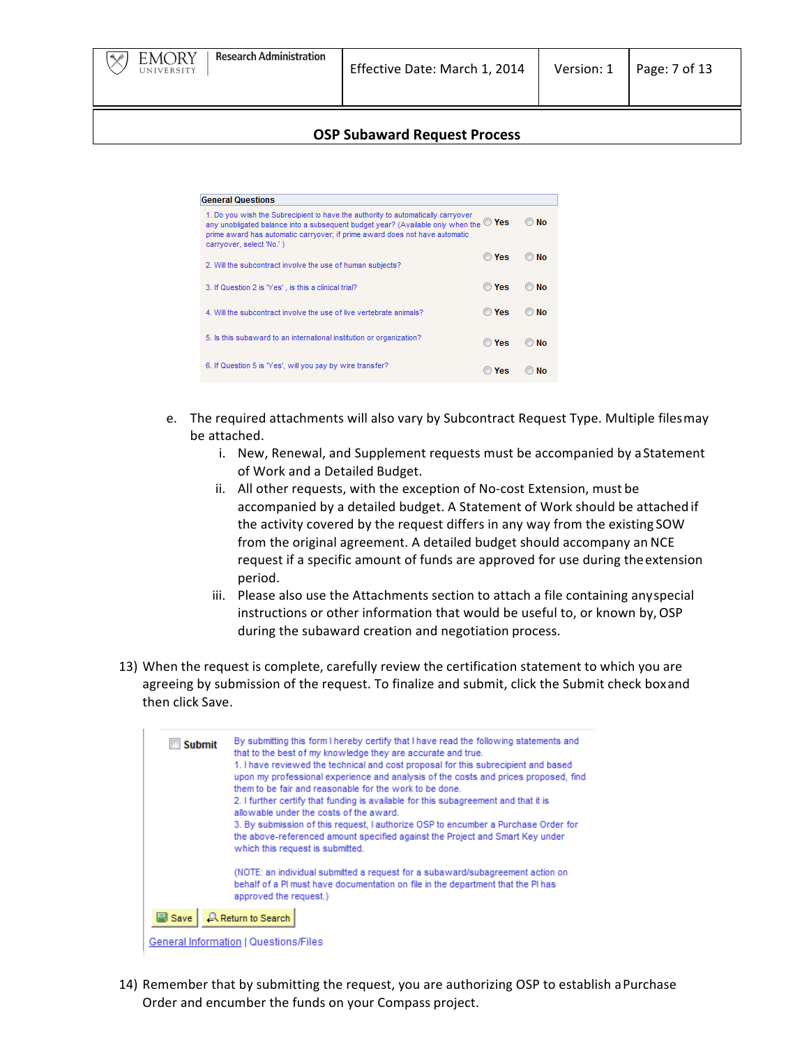**OSP Subaward Request Process**

| General Questions | | |
|---|---|---|
| 1. Do you wish the Subrecipient to have the authority to automatically carryover any unobligated balance into a subsequent budget year? (Available only when the prime award has automatic carryover; if prime award does not have automatic carryover, select 'No.') | Yes | No |
| 2. Will the subcontract involve the use of human subjects? | Yes | No |
| 3. If Question 2 is 'Yes' , is this a clinical trial? | Yes | No |
| 4. Will the subcontract involve the use of live vertebrate animals? | Yes | No |
| 5. Is this subaward to an international institution or organization? | Yes | No |
| 6. If Question 5 is 'Yes', will you pay by wire transfer? | Yes | No |

e. The required attachments will also vary by Subcontract Request Type. Multiple files may be attached.

  i. New, Renewal, and Supplement requests must be accompanied by a Statement of Work and a Detailed Budget.

  ii. All other requests, with the exception of No-cost Extension, must be accompanied by a detailed budget. A Statement of Work should be attached if the activity covered by the request differs in any way from the existing SOW from the original agreement. A detailed budget should accompany an NCE request if a specific amount of funds are approved for use during the extension period.

  iii. Please also use the Attachments section to attach a file containing any special instructions or other information that would be useful to, or known by, OSP during the subaward creation and negotiation process.

13) When the request is complete, carefully review the certification statement to which you are agreeing by submission of the request. To finalize and submit, click the Submit check box and then click Save.

**Submit**

By submitting this form I hereby certify that I have read the following statements and that to the best of my knowledge they are accurate and true.
1. I have reviewed the technical and cost proposal for this subrecipient and based upon my professional experience and analysis of the costs and prices proposed, find them to be fair and reasonable for the work to be done.
2. I further certify that funding is available for this subagreement and that it is allowable under the costs of the award.
3. By submission of this request, I authorize OSP to encumber a Purchase Order for the above-referenced amount specified against the Project and Smart Key under which this request is submitted.

(NOTE: an individual submitted a request for a subaward/subagreement action on behalf of a PI must have documentation on file in the department that the PI has approved the request.)

Save | Return to Search

General Information | Questions/Files

14) Remember that by submitting the request, you are authorizing OSP to establish a Purchase Order and encumber the funds on your Compass project.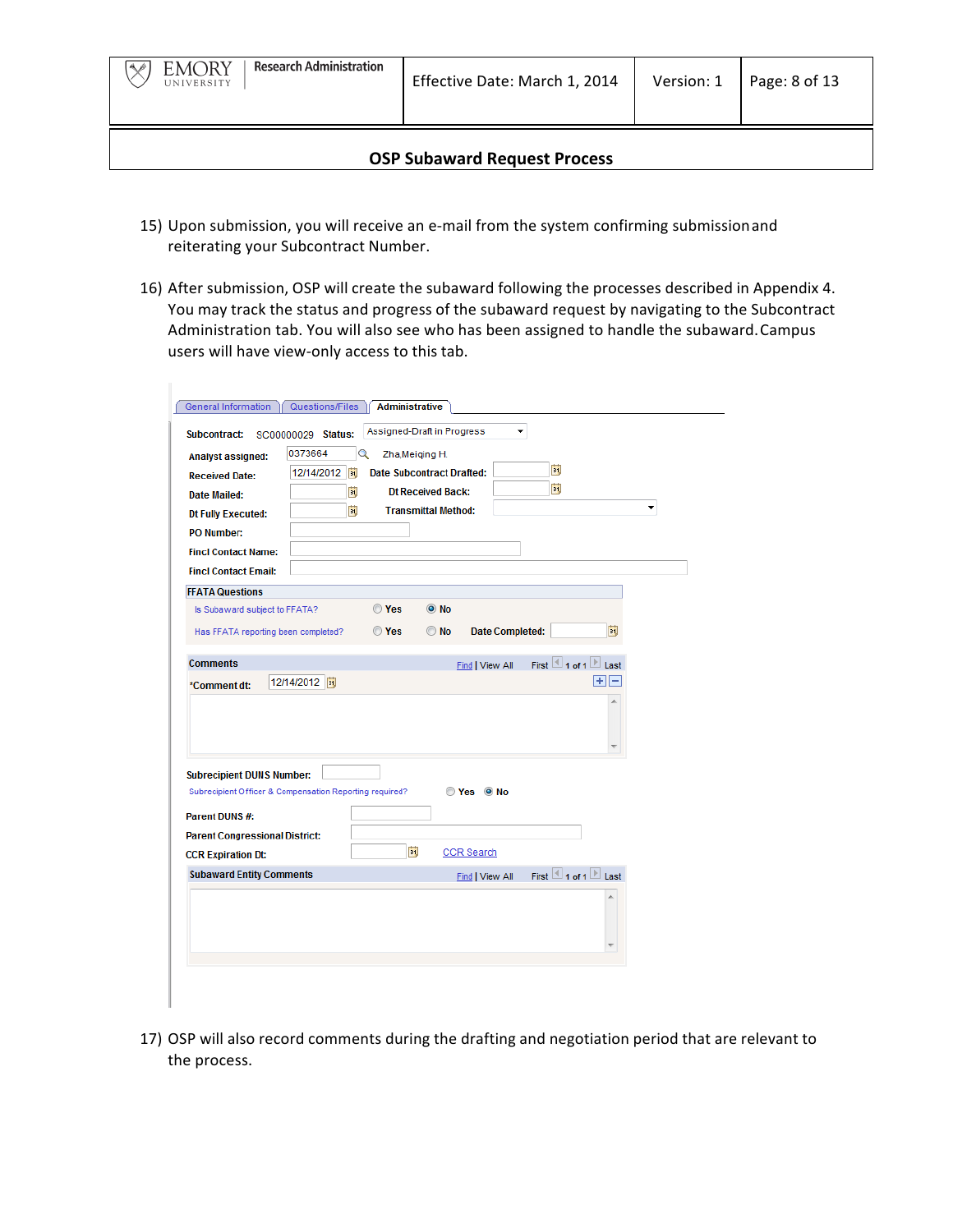## OSP Subaward Request Process

15) Upon submission, you will receive an e-mail from the system confirming submission and reiterating your Subcontract Number.

16) After submission, OSP will create the subaward following the processes described in Appendix 4. You may track the status and progress of the subaward request by navigating to the Subcontract Administration tab. You will also see who has been assigned to handle the subaward. Campus users will have view-only access to this tab.

General Information | Questions/Files | Administrative

Subcontract: SC00000029 Status: Assigned-Draft in Progress

Analyst assigned: 0373664 Zha,Meiqing H.

Received Date: 12/14/2012 Date Subcontract Drafted:

Date Mailed: Dt Received Back:

Dt Fully Executed: Transmittal Method:

PO Number:

Fincl Contact Name:

Fincl Contact Email:

**FFATA Questions**

Is Subaward subject to FFATA? ○ Yes ● No

Has FFATA reporting been completed? ○ Yes ○ No Date Completed:

**Comments** Find | View All First 1 of 1 Last

*Comment dt: 12/14/2012

Subrecipient DUNS Number:

Subrecipient Officer & Compensation Reporting required? ○ Yes ● No

Parent DUNS #:

Parent Congressional District:

CCR Expiration Dt: CCR Search

**Subaward Entity Comments** Find | View All First 1 of 1 Last

17) OSP will also record comments during the drafting and negotiation period that are relevant to the process.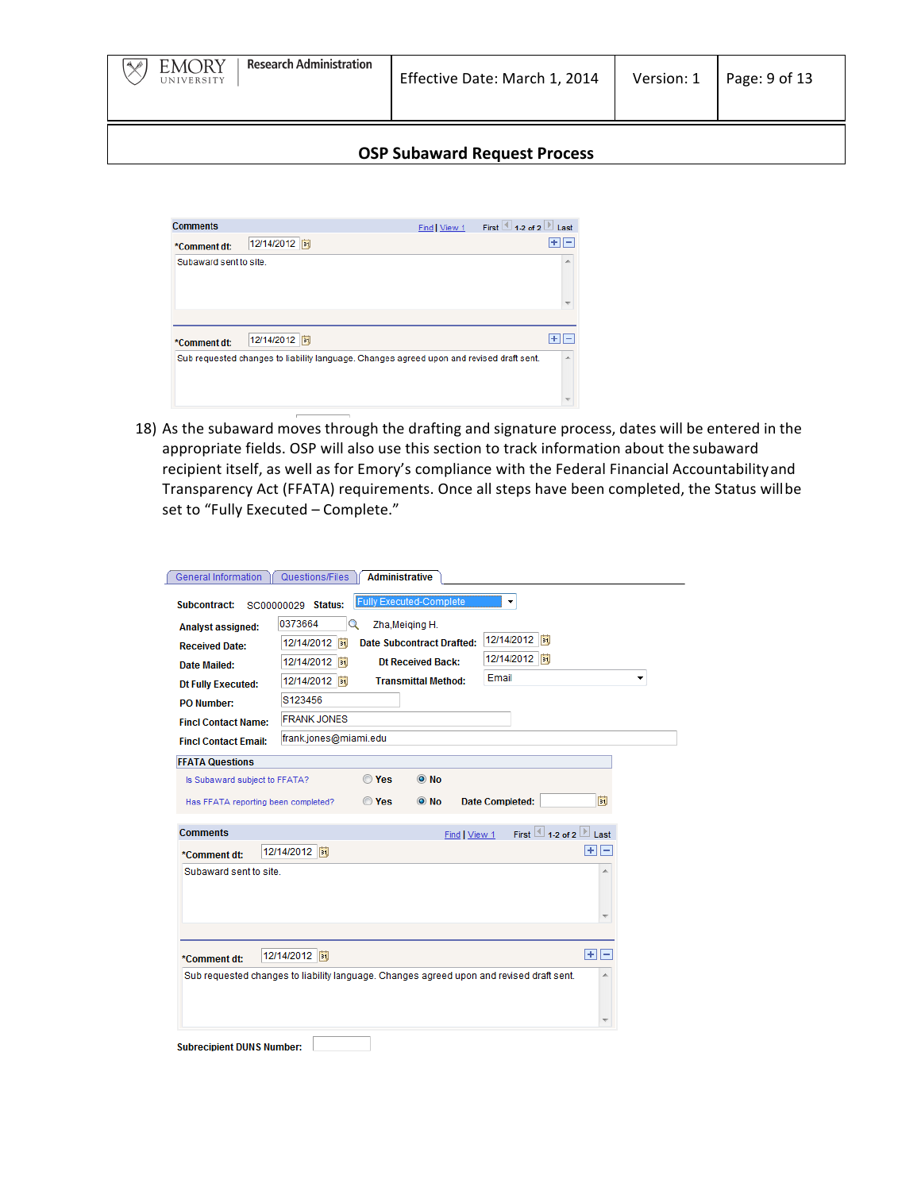## OSP Subaward Request Process

**Comments** Find | View 1 First 1-2 of 2 Last

*Comment dt: 12/14/2012

Subaward sent to site.

*Comment dt: 12/14/2012

Sub requested changes to liability language. Changes agreed upon and revised draft sent.

18) As the subaward moves through the drafting and signature process, dates will be entered in the appropriate fields. OSP will also use this section to track information about the subaward recipient itself, as well as for Emory's compliance with the Federal Financial Accountability and Transparency Act (FFATA) requirements. Once all steps have been completed, the Status will be set to "Fully Executed – Complete."

General Information | Questions/Files | **Administrative**

**Subcontract:** SC00000029 **Status:** Fully Executed-Complete

**Analyst assigned:** 0373664 Zha,Meiqing H.

**Received Date:** 12/14/2012 **Date Subcontract Drafted:** 12/14/2012

**Date Mailed:** 12/14/2012 **Dt Received Back:** 12/14/2012

**Dt Fully Executed:** 12/14/2012 **Transmittal Method:** Email

**PO Number:** S123456

**Fincl Contact Name:** FRANK JONES

**Fincl Contact Email:** frank.jones@miami.edu

**FFATA Questions**

Is Subaward subject to FFATA? ○ Yes ◉ No

Has FFATA reporting been completed? ○ Yes ◉ No **Date Completed:**

**Comments** Find | View 1 First 1-2 of 2 Last

*Comment dt: 12/14/2012

Subaward sent to site.

*Comment dt: 12/14/2012

Sub requested changes to liability language. Changes agreed upon and revised draft sent.

**Subrecipient DUNS Number:**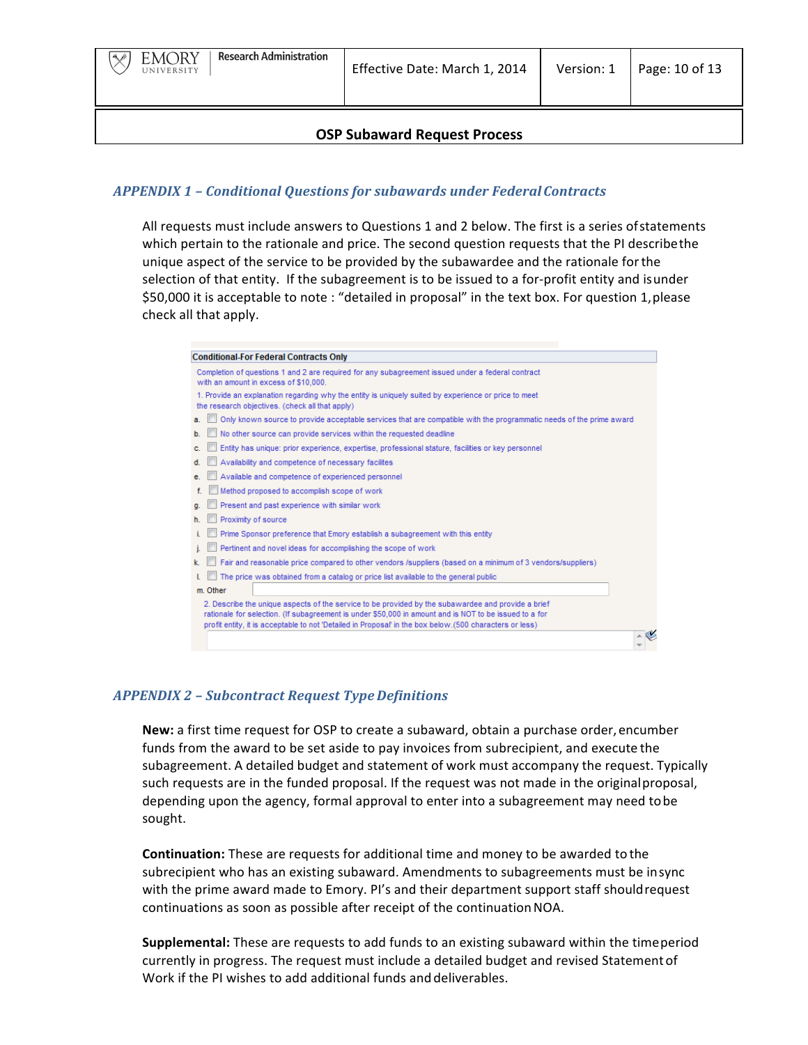## *APPENDIX 1 – Conditional Questions for subawards under Federal Contracts*

All requests must include answers to Questions 1 and 2 below. The first is a series of statements which pertain to the rationale and price. The second question requests that the PI describe the unique aspect of the service to be provided by the subawardee and the rationale for the selection of that entity. If the subagreement is to be issued to a for-profit entity and is under $50,000 it is acceptable to note : "detailed in proposal" in the text box. For question 1, please check all that apply.

**Conditional-For Federal Contracts Only**

Completion of questions 1 and 2 are required for any subagreement issued under a federal contract with an amount in excess of $10,000.

1. Provide an explanation regarding why the entity is uniquely suited by experience or price to meet the research objectives. (check all that apply)

a. ☐ Only known source to provide acceptable services that are compatible with the programmatic needs of the prime award
b. ☐ No other source can provide services within the requested deadline
c. ☐ Entity has unique: prior experience, expertise, professional stature, facilities or key personnel
d. ☐ Availability and competence of necessary facilites
e. ☐ Available and competence of experienced personnel
f. ☐ Method proposed to accomplish scope of work
g. ☐ Present and past experience with similar work
h. ☐ Proximity of source
i. ☐ Prime Sponsor preference that Emory establish a subagreement with this entity
j. ☐ Pertinent and novel ideas for accomplishing the scope of work
k. ☐ Fair and reasonable price compared to other vendors /suppliers (based on a minimum of 3 vendors/suppliers)
l. ☐ The price was obtained from a catalog or price list available to the general public
m. Other

2. Describe the unique aspects of the service to be provided by the subawardee and provide a brief rationale for selection. (If subagreement is under $50,000 in amount and is NOT to be issued to a for profit entity, it is acceptable to not 'Detailed in Proposal' in the box below.(500 characters or less)

## *APPENDIX 2 – Subcontract Request Type Definitions*

**New:** a first time request for OSP to create a subaward, obtain a purchase order, encumber funds from the award to be set aside to pay invoices from subrecipient, and execute the subagreement. A detailed budget and statement of work must accompany the request. Typically such requests are in the funded proposal. If the request was not made in the original proposal, depending upon the agency, formal approval to enter into a subagreement may need to be sought.

**Continuation:** These are requests for additional time and money to be awarded to the subrecipient who has an existing subaward. Amendments to subagreements must be in sync with the prime award made to Emory. PI's and their department support staff should request continuations as soon as possible after receipt of the continuation NOA.

**Supplemental:** These are requests to add funds to an existing subaward within the time period currently in progress. The request must include a detailed budget and revised Statement of Work if the PI wishes to add additional funds and deliverables.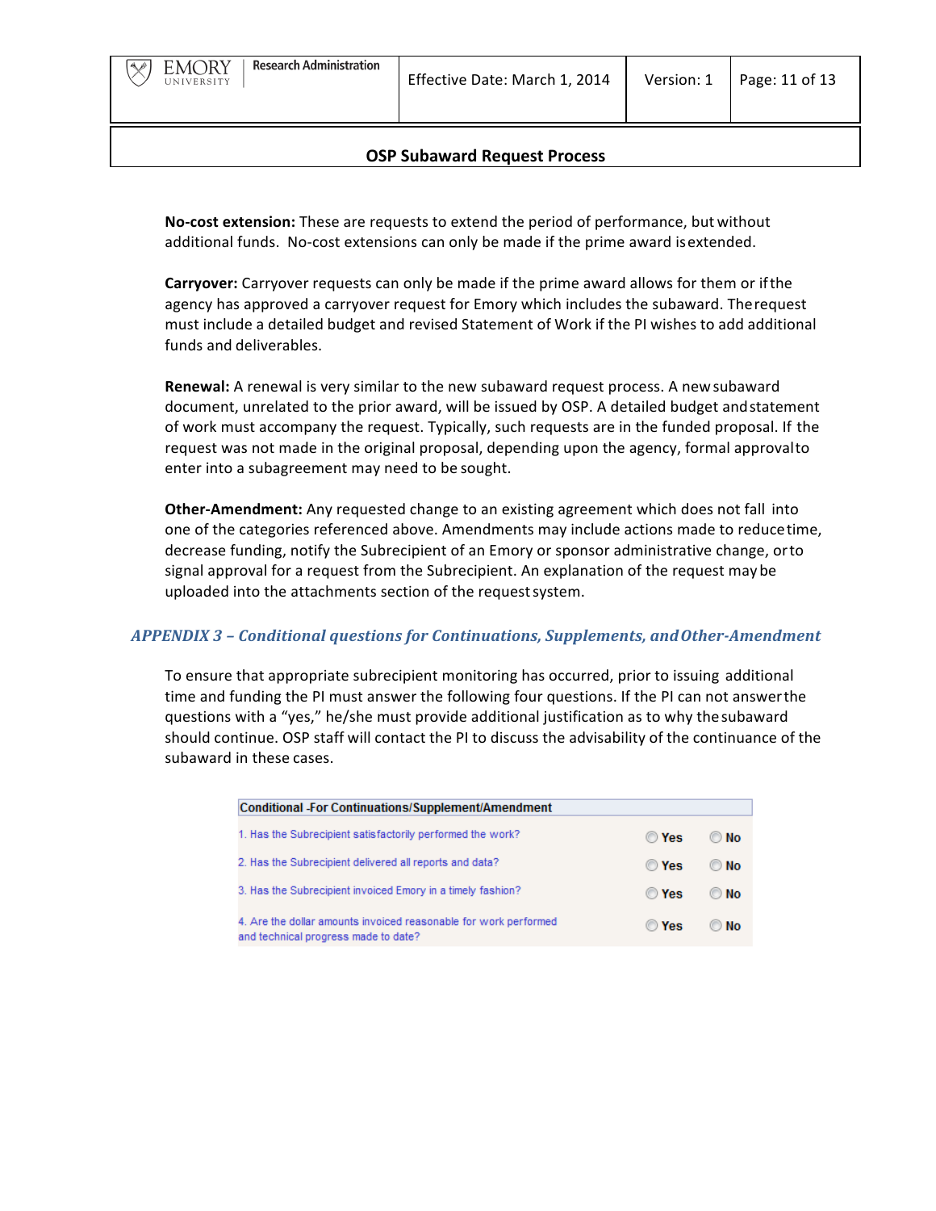**No-cost extension:** These are requests to extend the period of performance, but without additional funds. No-cost extensions can only be made if the prime award is extended.

**Carryover:** Carryover requests can only be made if the prime award allows for them or if the agency has approved a carryover request for Emory which includes the subaward. The request must include a detailed budget and revised Statement of Work if the PI wishes to add additional funds and deliverables.

**Renewal:** A renewal is very similar to the new subaward request process. A new subaward document, unrelated to the prior award, will be issued by OSP. A detailed budget and statement of work must accompany the request. Typically, such requests are in the funded proposal. If the request was not made in the original proposal, depending upon the agency, formal approval to enter into a subagreement may need to be sought.

**Other-Amendment:** Any requested change to an existing agreement which does not fall into one of the categories referenced above. Amendments may include actions made to reduce time, decrease funding, notify the Subrecipient of an Emory or sponsor administrative change, or to signal approval for a request from the Subrecipient. An explanation of the request may be uploaded into the attachments section of the request system.

### *APPENDIX 3 – Conditional questions for Continuations, Supplements, and Other-Amendment*

To ensure that appropriate subrecipient monitoring has occurred, prior to issuing additional time and funding the PI must answer the following four questions. If the PI can not answer the questions with a "yes," he/she must provide additional justification as to why the subaward should continue. OSP staff will contact the PI to discuss the advisability of the continuance of the subaward in these cases.

| Conditional -For Continuations/Supplement/Amendment | | |
|---|---|---|
| 1. Has the Subrecipient satisfactorily performed the work? | Yes | No |
| 2. Has the Subrecipient delivered all reports and data? | Yes | No |
| 3. Has the Subrecipient invoiced Emory in a timely fashion? | Yes | No |
| 4. Are the dollar amounts invoiced reasonable for work performed and technical progress made to date? | Yes | No |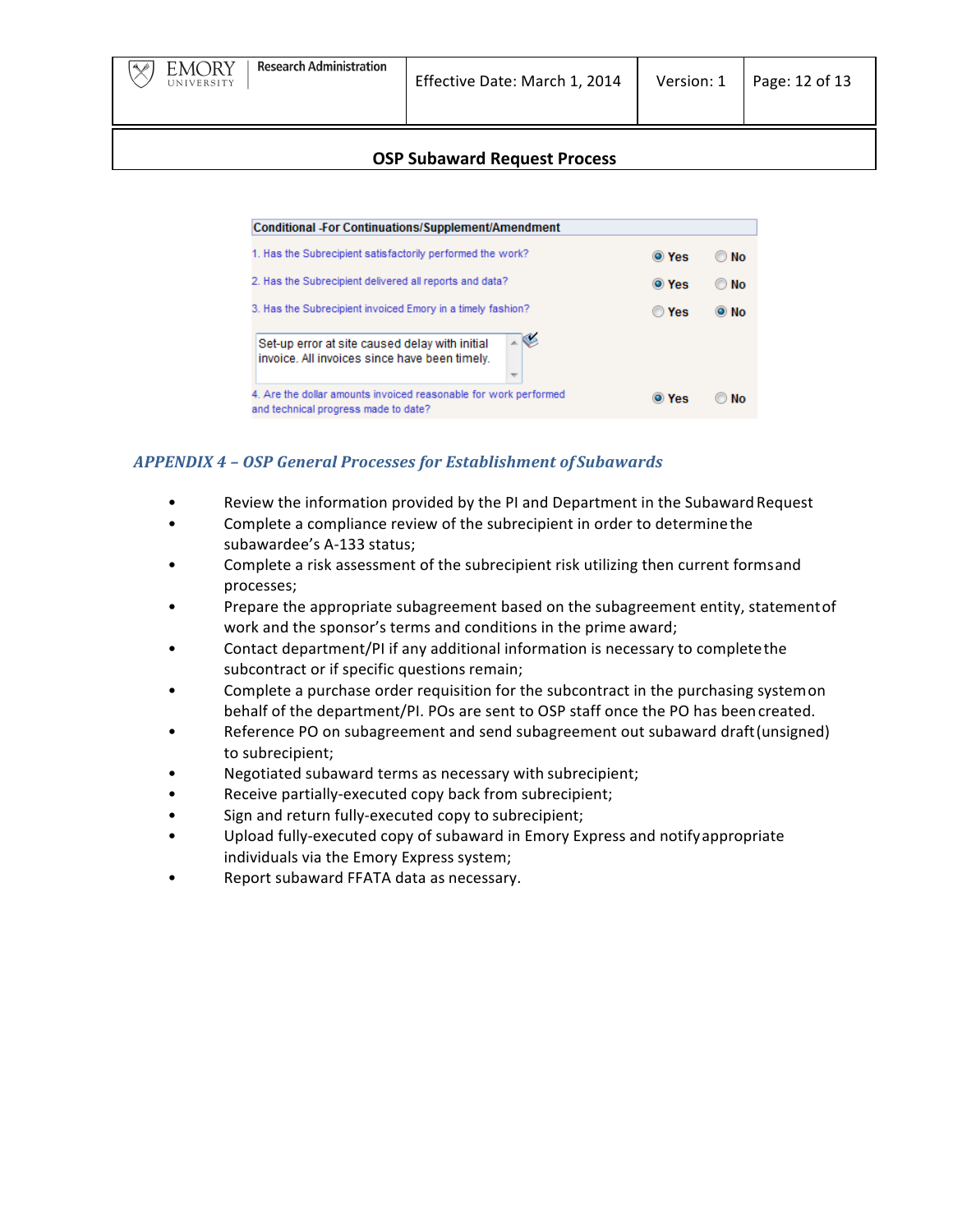**Conditional -For Continuations/Supplement/Amendment**

| Question | Yes | No |
|---|---|---|
| 1. Has the Subrecipient satisfactorily performed the work? | ◉ Yes | ○ No |
| 2. Has the Subrecipient delivered all reports and data? | ◉ Yes | ○ No |
| 3. Has the Subrecipient invoiced Emory in a timely fashion? | ○ Yes | ◉ No |
| Set-up error at site caused delay with initial invoice. All invoices since have been timely. | | |
| 4. Are the dollar amounts invoiced reasonable for work performed and technical progress made to date? | ◉ Yes | ○ No |

## *APPENDIX 4 – OSP General Processes for Establishment of Subawards*

- Review the information provided by the PI and Department in the Subaward Request
- Complete a compliance review of the subrecipient in order to determine the subawardee's A-133 status;
- Complete a risk assessment of the subrecipient risk utilizing then current forms and processes;
- Prepare the appropriate subagreement based on the subagreement entity, statement of work and the sponsor's terms and conditions in the prime award;
- Contact department/PI if any additional information is necessary to complete the subcontract or if specific questions remain;
- Complete a purchase order requisition for the subcontract in the purchasing system on behalf of the department/PI. POs are sent to OSP staff once the PO has been created.
- Reference PO on subagreement and send subagreement out subaward draft (unsigned) to subrecipient;
- Negotiated subaward terms as necessary with subrecipient;
- Receive partially-executed copy back from subrecipient;
- Sign and return fully-executed copy to subrecipient;
- Upload fully-executed copy of subaward in Emory Express and notify appropriate individuals via the Emory Express system;
- Report subaward FFATA data as necessary.